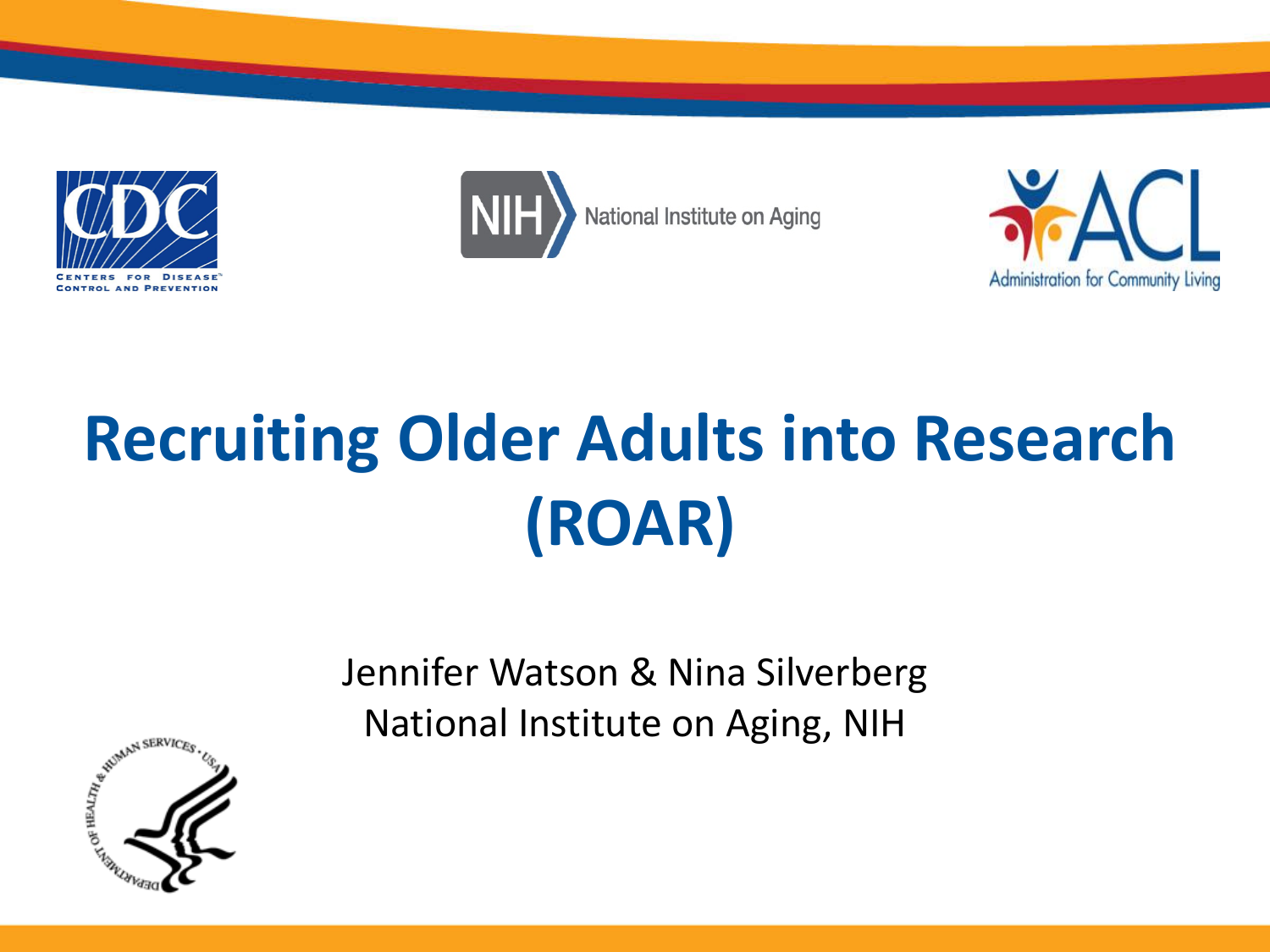# Recruiting Older Adults into Research (ROAR)

Jennifer Watson & Nina Silverberg

National Institute on Aging, NIH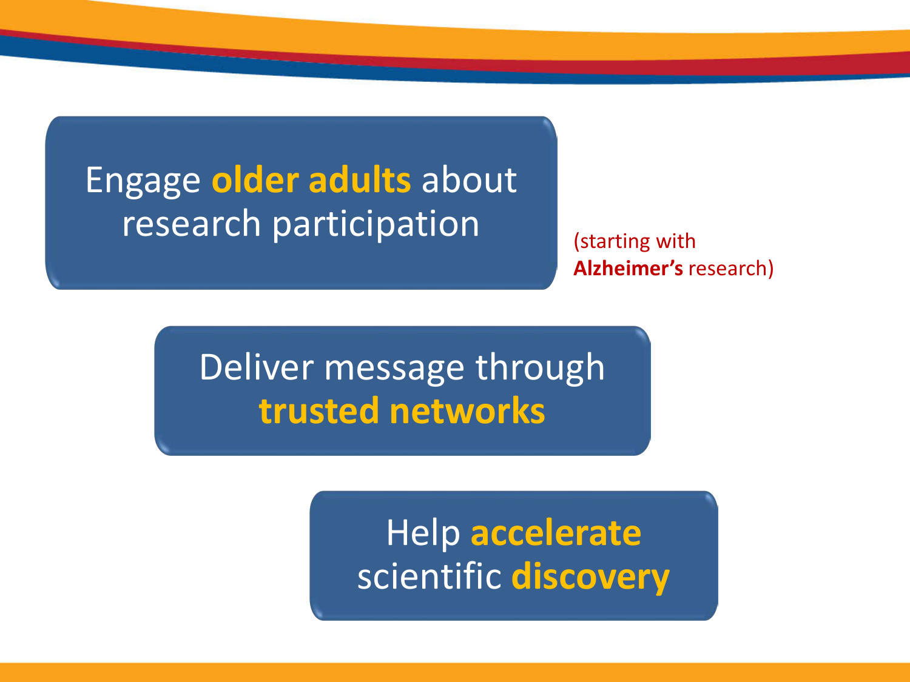Engage **older adults** about research participation

(starting with **Alzheimer's** research)

Deliver message through **trusted networks**

Help **accelerate** scientific **discovery**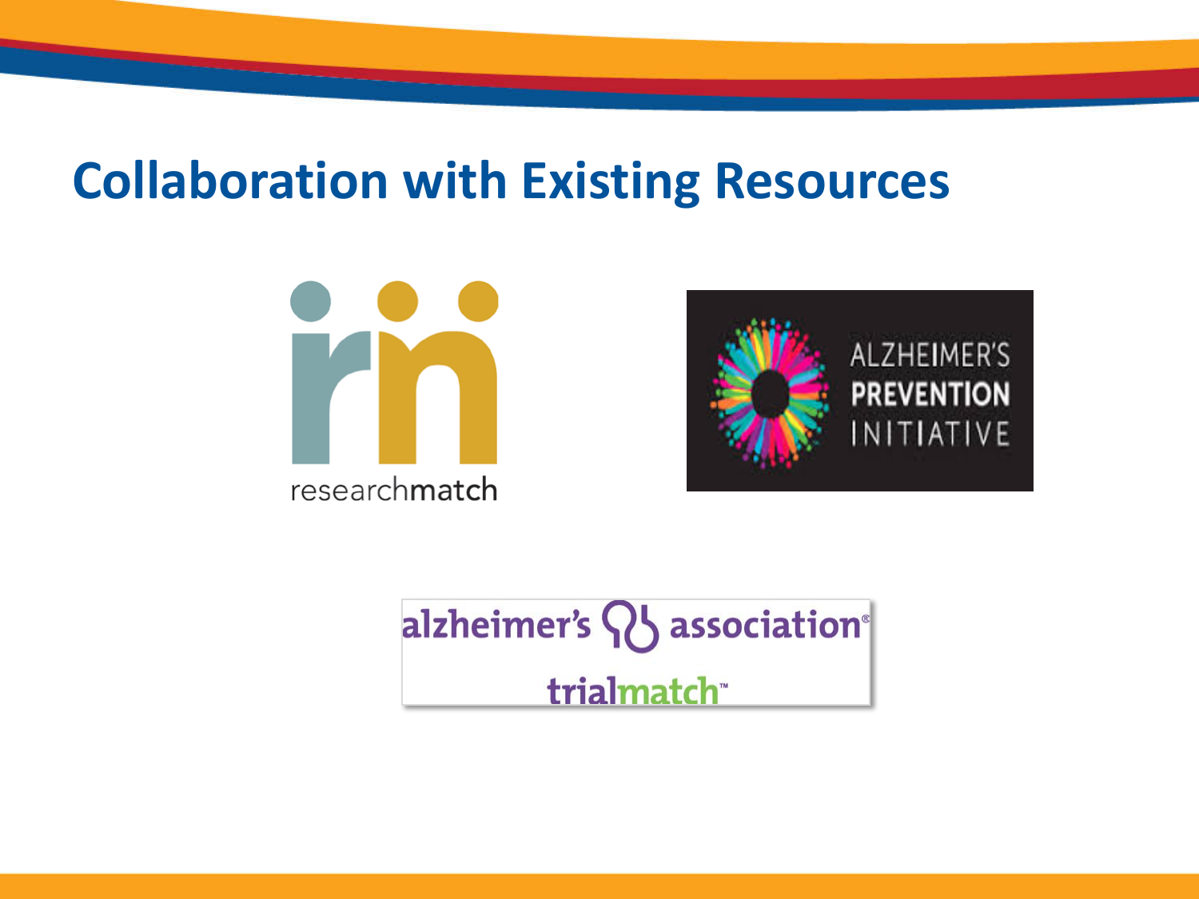# Collaboration with Existing Resources

researchmatch

ALZHEIMER'S PREVENTION INITIATIVE

alzheimer's association® trialmatch™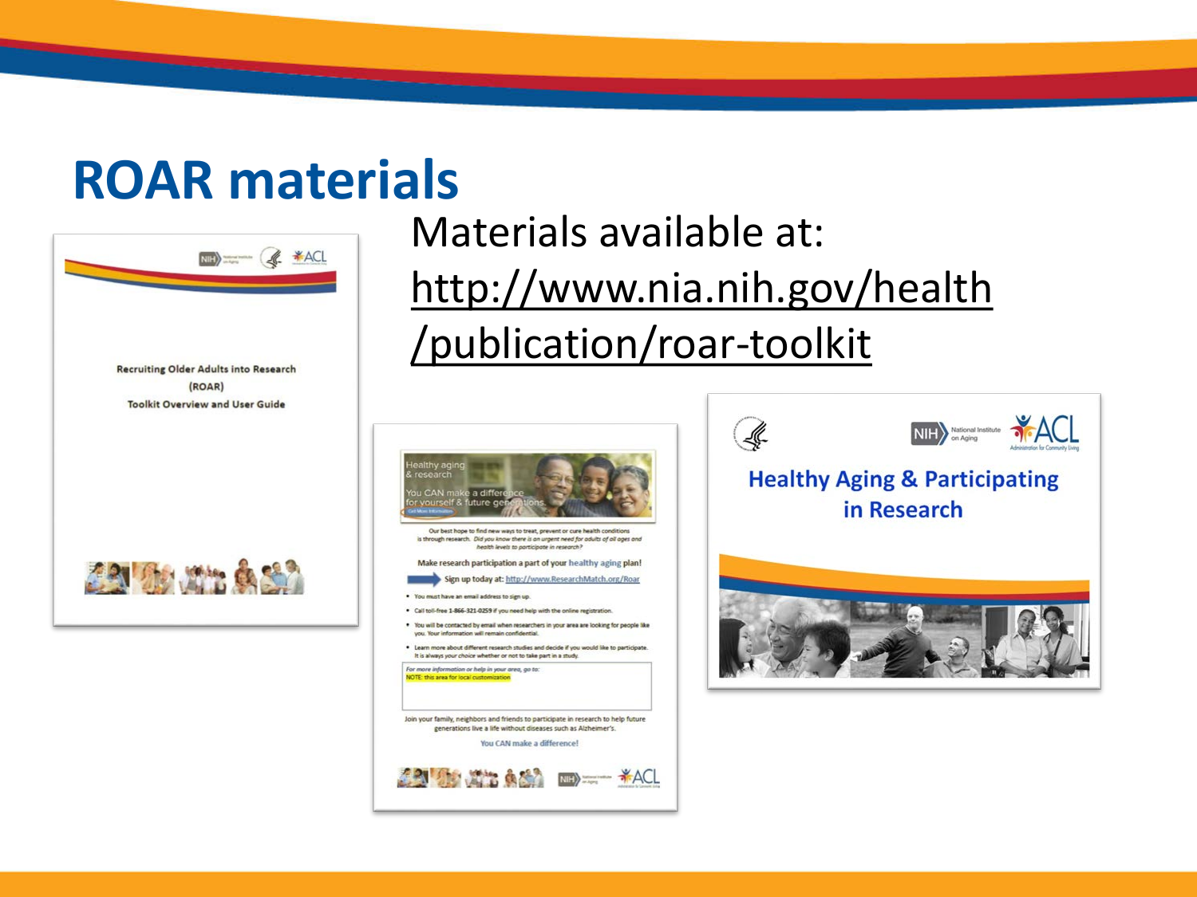# ROAR materials

Materials available at:

http://www.nia.nih.gov/health/publication/roar-toolkit

Recruiting Older Adults into Research (ROAR) Toolkit Overview and User Guide

Healthy aging & research

You CAN make a difference for yourself & future generations.

Our best hope to find new ways to treat, prevent or cure health conditions is through research. *Did you know there is an urgent need for adults of all ages and health levels to participate in research?*

Make research participation a part of your healthy aging plan!

Sign up today at: http://www.ResearchMatch.org/Roar

- You must have an email address to sign up.
- Call toll-free 1-866-321-0259 if you need help with the online registration.
- You will be contacted by email when researchers in your area are looking for people like you. Your information will remain confidential.
- Learn more about different research studies and decide if you would like to participate. It is always your choice whether or not to take part in a study.

*For more information or help in your area, go to:*

NOTE: this area for local customization

Join your family, neighbors and friends to participate in research to help future generations live a life without diseases such as Alzheimer's.

You CAN make a difference!

## Healthy Aging & Participating in Research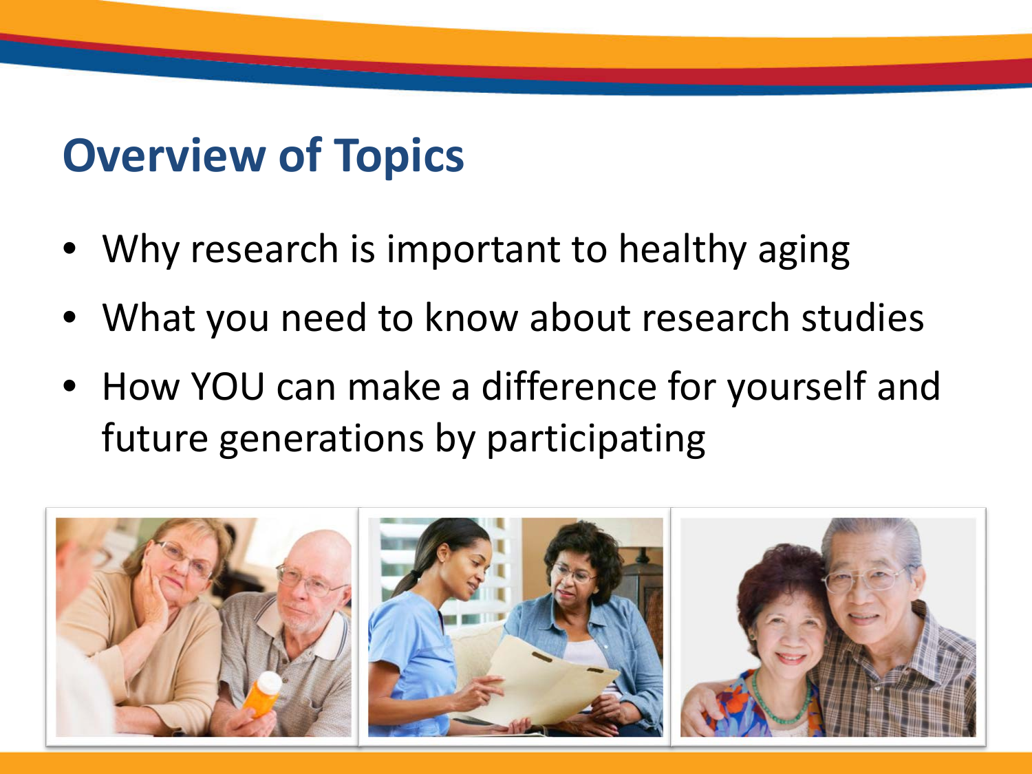# Overview of Topics

- Why research is important to healthy aging
- What you need to know about research studies
- How YOU can make a difference for yourself and future generations by participating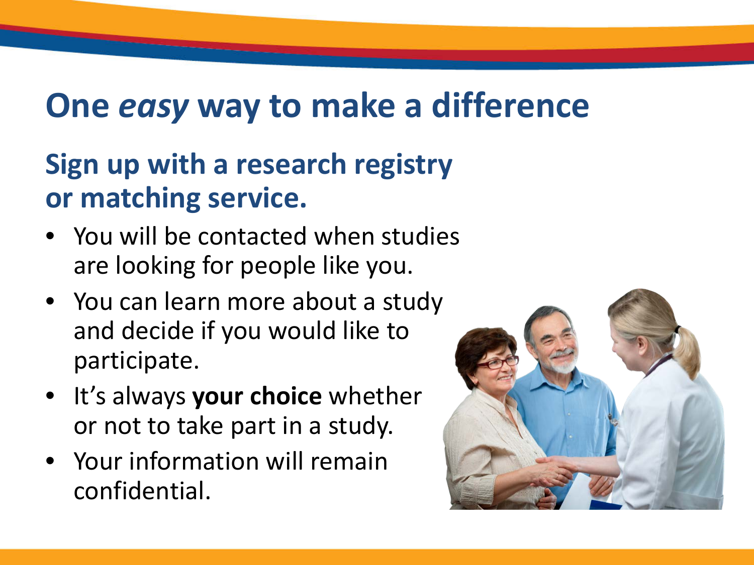# One *easy* way to make a difference

## Sign up with a research registry or matching service.

- You will be contacted when studies are looking for people like you.
- You can learn more about a study and decide if you would like to participate.
- It's always **your choice** whether or not to take part in a study.
- Your information will remain confidential.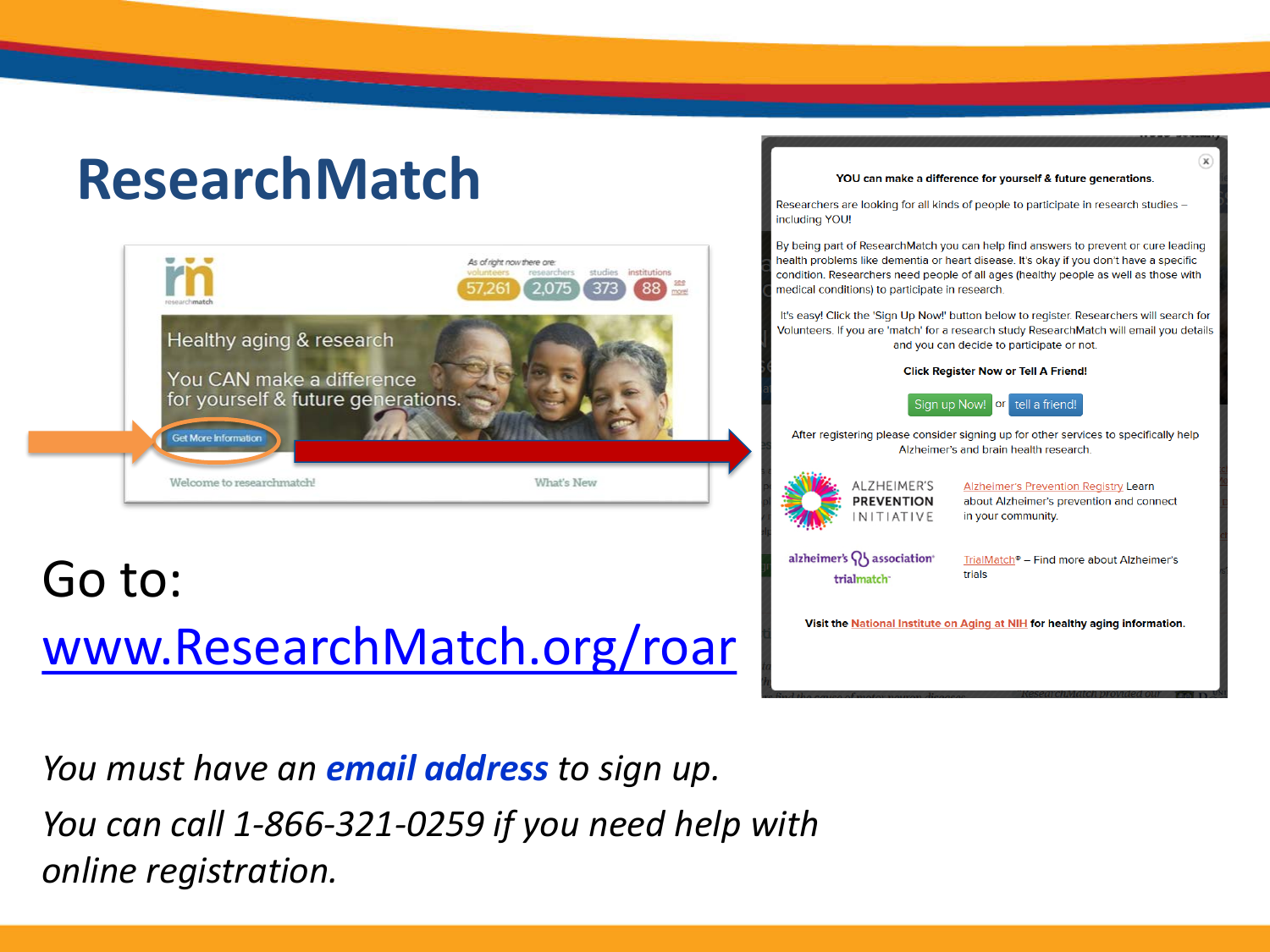# ResearchMatch

Go to:

[www.ResearchMatch.org/roar](http://www.ResearchMatch.org/roar)

*You must have an* ***email address*** *to sign up.*

*You can call 1-866-321-0259 if you need help with online registration.*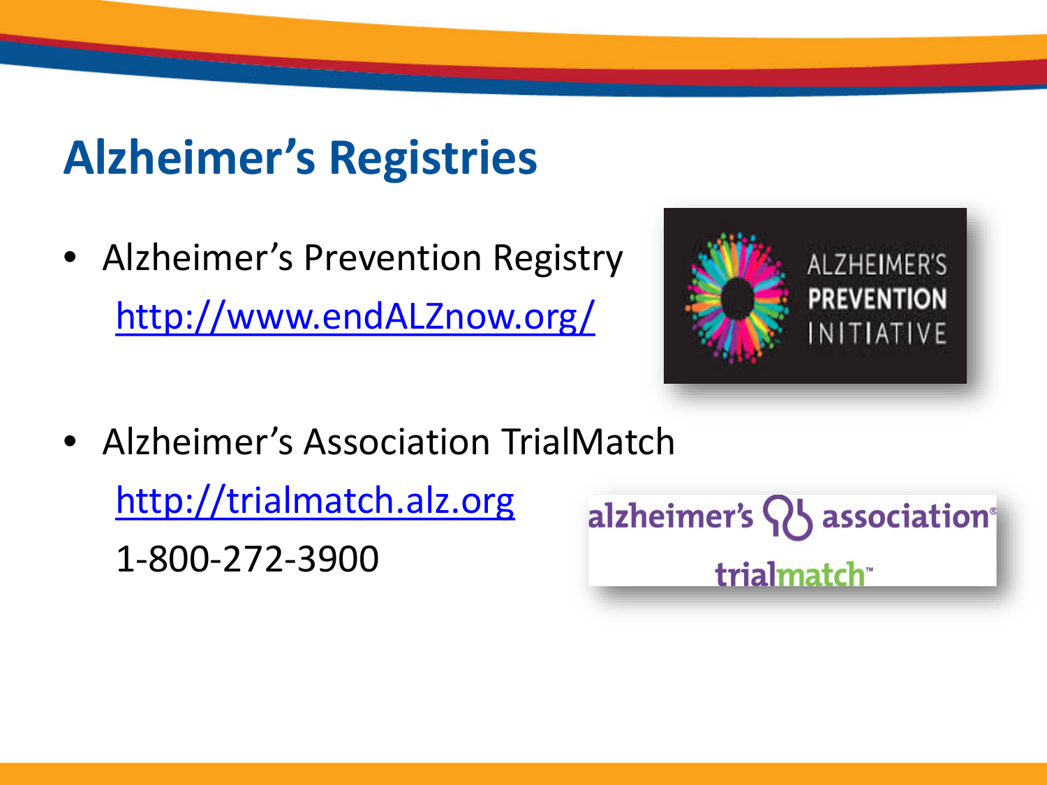# Alzheimer's Registries

- Alzheimer's Prevention Registry
  http://www.endALZnow.org/

- Alzheimer's Association TrialMatch
  http://trialmatch.alz.org
  1-800-272-3900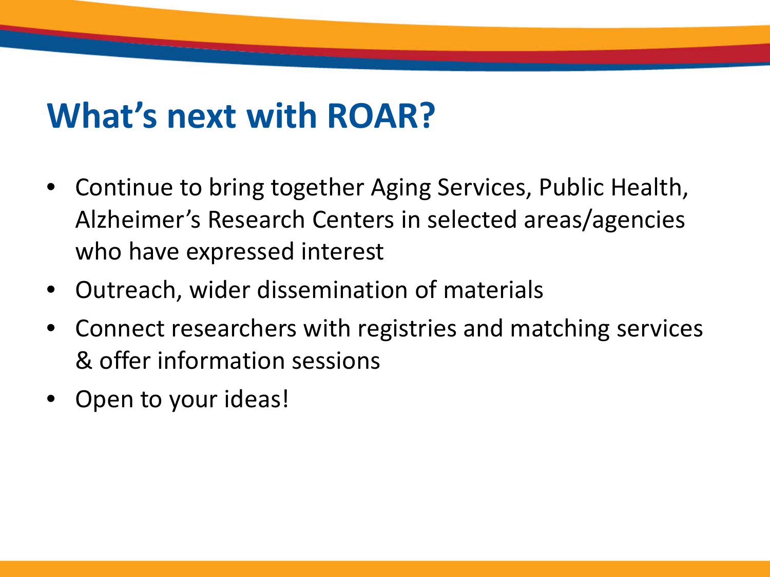# What's next with ROAR?

- Continue to bring together Aging Services, Public Health, Alzheimer's Research Centers in selected areas/agencies who have expressed interest
- Outreach, wider dissemination of materials
- Connect researchers with registries and matching services & offer information sessions
- Open to your ideas!